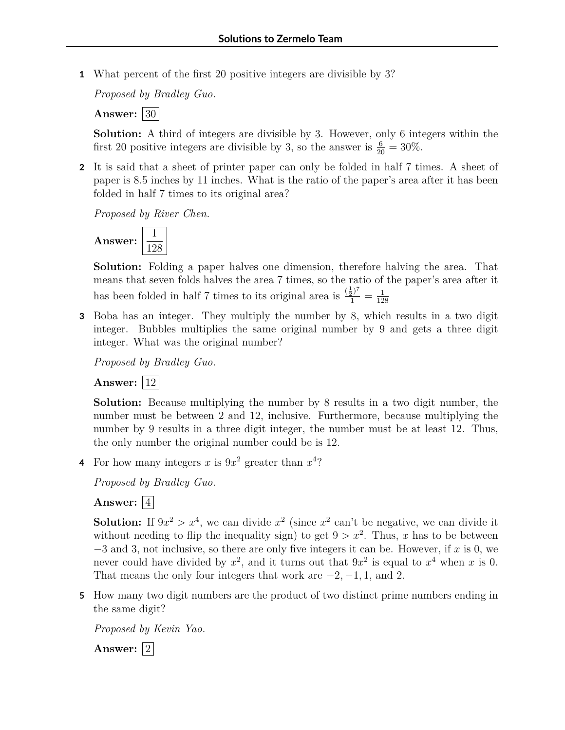## Solutions to Zermelo Team

**1** What percent of the first 20 positive integers are divisible by 3?

*Proposed by Bradley Guo.*

**Answer:** $\boxed{30}$

**Solution:** A third of integers are divisible by 3. However, only 6 integers within the first 20 positive integers are divisible by 3, so the answer is $\frac{6}{20} = 30\%$.

**2** It is said that a sheet of printer paper can only be folded in half 7 times. A sheet of paper is 8.5 inches by 11 inches. What is the ratio of the paper's area after it has been folded in half 7 times to its original area?

*Proposed by River Chen.*

**Answer:** $\boxed{\frac{1}{128}}$

**Solution:** Folding a paper halves one dimension, therefore halving the area. That means that seven folds halves the area 7 times, so the ratio of the paper's area after it has been folded in half 7 times to its original area is $\frac{(\frac{1}{2})^7}{1} = \frac{1}{128}$

**3** Boba has an integer. They multiply the number by 8, which results in a two digit integer. Bubbles multiplies the same original number by 9 and gets a three digit integer. What was the original number?

*Proposed by Bradley Guo.*

**Answer:** $\boxed{12}$

**Solution:** Because multiplying the number by 8 results in a two digit number, the number must be between 2 and 12, inclusive. Furthermore, because multiplying the number by 9 results in a three digit integer, the number must be at least 12. Thus, the only number the original number could be is 12.

**4** For how many integers $x$ is $9x^2$ greater than $x^4$?

*Proposed by Bradley Guo.*

**Answer:** $\boxed{4}$

**Solution:** If $9x^2 > x^4$, we can divide $x^2$ (since $x^2$ can't be negative, we can divide it without needing to flip the inequality sign) to get $9 > x^2$. Thus, $x$ has to be between $-3$ and 3, not inclusive, so there are only five integers it can be. However, if $x$ is 0, we never could have divided by $x^2$, and it turns out that $9x^2$ is equal to $x^4$ when $x$ is 0. That means the only four integers that work are $-2, -1, 1$, and 2.

**5** How many two digit numbers are the product of two distinct prime numbers ending in the same digit?

*Proposed by Kevin Yao.*

**Answer:** $\boxed{2}$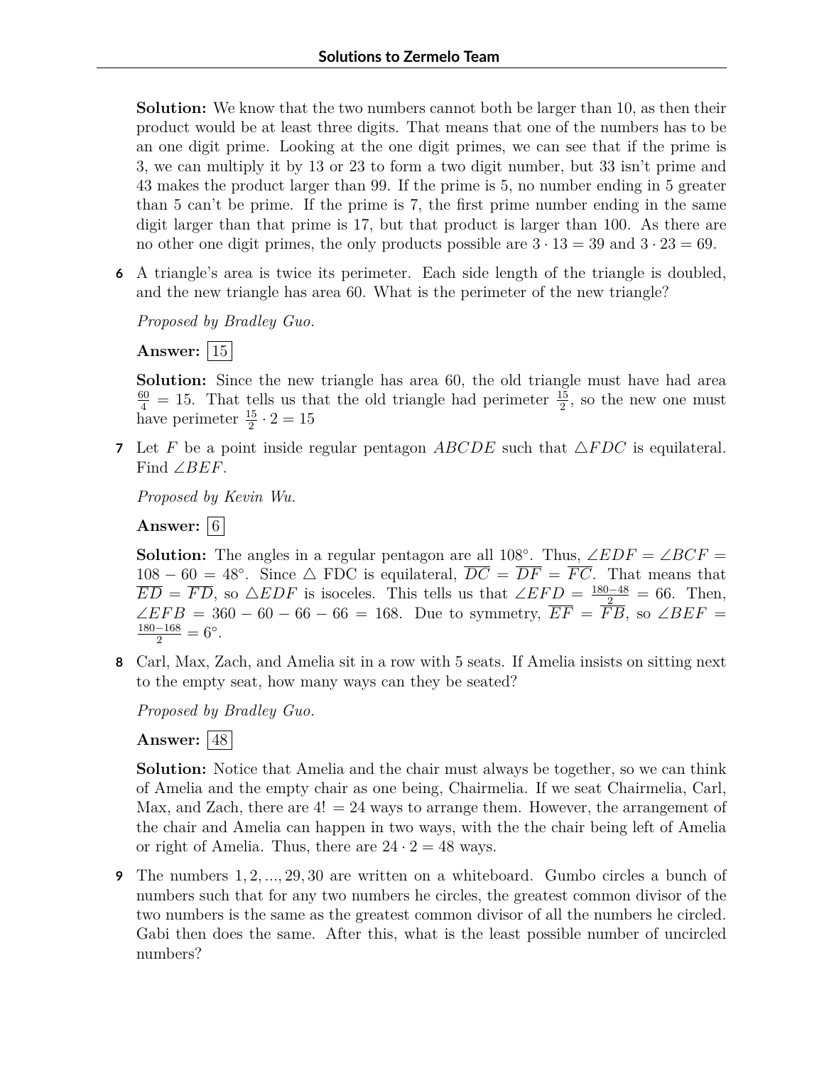**Solution:** We know that the two numbers cannot both be larger than 10, as then their product would be at least three digits. That means that one of the numbers has to be an one digit prime. Looking at the one digit primes, we can see that if the prime is 3, we can multiply it by 13 or 23 to form a two digit number, but 33 isn't prime and 43 makes the product larger than 99. If the prime is 5, no number ending in 5 greater than 5 can't be prime. If the prime is 7, the first prime number ending in the same digit larger than that prime is 17, but that product is larger than 100. As there are no other one digit primes, the only products possible are $3 \cdot 13 = 39$ and $3 \cdot 23 = 69$.

**6** A triangle's area is twice its perimeter. Each side length of the triangle is doubled, and the new triangle has area 60. What is the perimeter of the new triangle?

*Proposed by Bradley Guo.*

**Answer:** $\boxed{15}$

**Solution:** Since the new triangle has area 60, the old triangle must have had area $\frac{60}{4} = 15$. That tells us that the old triangle had perimeter $\frac{15}{2}$, so the new one must have perimeter $\frac{15}{2} \cdot 2 = 15$

**7** Let $F$ be a point inside regular pentagon $ABCDE$ such that $\triangle FDC$ is equilateral. Find $\angle BEF$.

*Proposed by Kevin Wu.*

**Answer:** $\boxed{6}$

**Solution:** The angles in a regular pentagon are all $108°$. Thus, $\angle EDF = \angle BCF = 108 - 60 = 48°$. Since $\triangle$ FDC is equilateral, $\overline{DC} = \overline{DF} = \overline{FC}$. That means that $\overline{ED} = \overline{FD}$, so $\triangle EDF$ is isoceles. This tells us that $\angle EFD = \frac{180-48}{2} = 66$. Then, $\angle EFB = 360 - 60 - 66 - 66 = 168$. Due to symmetry, $\overline{EF} = \overline{FB}$, so $\angle BEF = \frac{180-168}{2} = 6°$.

**8** Carl, Max, Zach, and Amelia sit in a row with 5 seats. If Amelia insists on sitting next to the empty seat, how many ways can they be seated?

*Proposed by Bradley Guo.*

**Answer:** $\boxed{48}$

**Solution:** Notice that Amelia and the chair must always be together, so we can think of Amelia and the empty chair as one being, Chairmelia. If we seat Chairmelia, Carl, Max, and Zach, there are $4! = 24$ ways to arrange them. However, the arrangement of the chair and Amelia can happen in two ways, with the the chair being left of Amelia or right of Amelia. Thus, there are $24 \cdot 2 = 48$ ways.

**9** The numbers $1, 2, ..., 29, 30$ are written on a whiteboard. Gumbo circles a bunch of numbers such that for any two numbers he circles, the greatest common divisor of the two numbers is the same as the greatest common divisor of all the numbers he circled. Gabi then does the same. After this, what is the least possible number of uncircled numbers?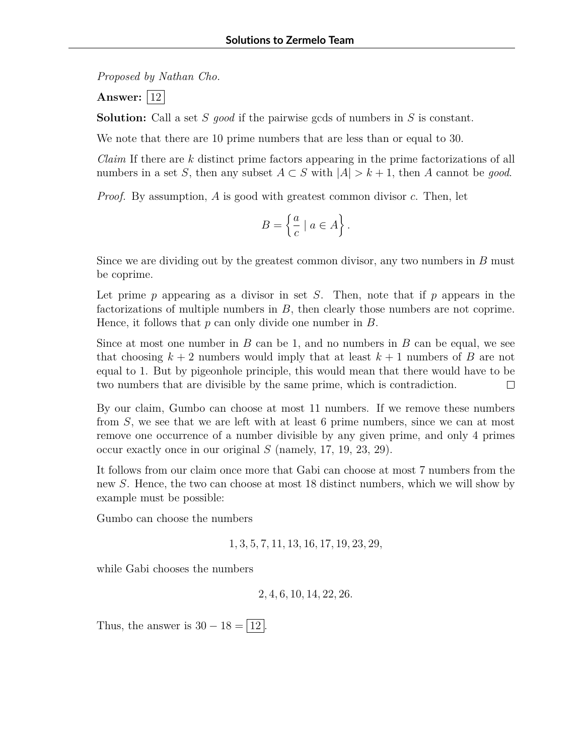*Proposed by Nathan Cho.*

**Answer:** $\boxed{12}$

**Solution:** Call a set $S$ *good* if the pairwise gcds of numbers in $S$ is constant.

We note that there are 10 prime numbers that are less than or equal to 30.

*Claim* If there are $k$ distinct prime factors appearing in the prime factorizations of all numbers in a set $S$, then any subset $A \subset S$ with $|A| > k+1$, then $A$ cannot be *good*.

*Proof.* By assumption, $A$ is good with greatest common divisor $c$. Then, let

$$B = \left\{ \frac{a}{c} \mid a \in A \right\}.$$

Since we are dividing out by the greatest common divisor, any two numbers in $B$ must be coprime.

Let prime $p$ appearing as a divisor in set $S$. Then, note that if $p$ appears in the factorizations of multiple numbers in $B$, then clearly those numbers are not coprime. Hence, it follows that $p$ can only divide one number in $B$.

Since at most one number in $B$ can be 1, and no numbers in $B$ can be equal, we see that choosing $k+2$ numbers would imply that at least $k+1$ numbers of $B$ are not equal to 1. But by pigeonhole principle, this would mean that there would have to be two numbers that are divisible by the same prime, which is contradiction. $\square$

By our claim, Gumbo can choose at most 11 numbers. If we remove these numbers from $S$, we see that we are left with at least 6 prime numbers, since we can at most remove one occurrence of a number divisible by any given prime, and only 4 primes occur exactly once in our original $S$ (namely, 17, 19, 23, 29).

It follows from our claim once more that Gabi can choose at most 7 numbers from the new $S$. Hence, the two can choose at most 18 distinct numbers, which we will show by example must be possible:

Gumbo can choose the numbers

$$1, 3, 5, 7, 11, 13, 16, 17, 19, 23, 29,$$

while Gabi chooses the numbers

$$2, 4, 6, 10, 14, 22, 26.$$

Thus, the answer is $30 - 18 = \boxed{12}$.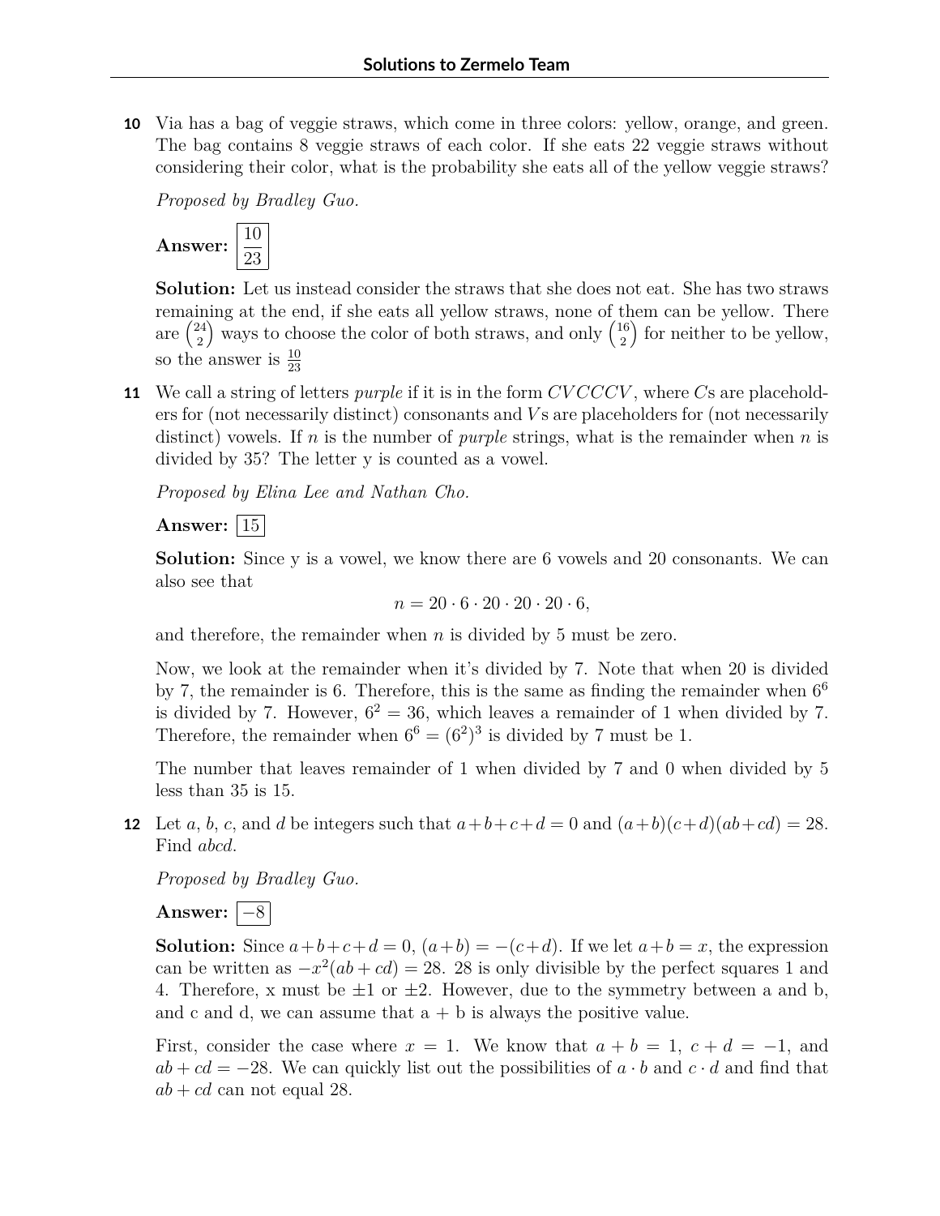**10** Via has a bag of veggie straws, which come in three colors: yellow, orange, and green. The bag contains 8 veggie straws of each color. If she eats 22 veggie straws without considering their color, what is the probability she eats all of the yellow veggie straws?

*Proposed by Bradley Guo.*

**Answer:** $\boxed{\frac{10}{23}}$

**Solution:** Let us instead consider the straws that she does not eat. She has two straws remaining at the end, if she eats all yellow straws, none of them can be yellow. There are $\binom{24}{2}$ ways to choose the color of both straws, and only $\binom{16}{2}$ for neither to be yellow, so the answer is $\frac{10}{23}$

**11** We call a string of letters *purple* if it is in the form $CVCCCV$, where $C$s are placeholders for (not necessarily distinct) consonants and $V$s are placeholders for (not necessarily distinct) vowels. If $n$ is the number of *purple* strings, what is the remainder when $n$ is divided by 35? The letter y is counted as a vowel.

*Proposed by Elina Lee and Nathan Cho.*

**Answer:** $\boxed{15}$

**Solution:** Since y is a vowel, we know there are 6 vowels and 20 consonants. We can also see that

$$n = 20 \cdot 6 \cdot 20 \cdot 20 \cdot 20 \cdot 6,$$

and therefore, the remainder when $n$ is divided by 5 must be zero.

Now, we look at the remainder when it's divided by 7. Note that when 20 is divided by 7, the remainder is 6. Therefore, this is the same as finding the remainder when $6^6$ is divided by 7. However, $6^2 = 36$, which leaves a remainder of 1 when divided by 7. Therefore, the remainder when $6^6 = (6^2)^3$ is divided by 7 must be 1.

The number that leaves remainder of 1 when divided by 7 and 0 when divided by 5 less than 35 is 15.

**12** Let $a$, $b$, $c$, and $d$ be integers such that $a+b+c+d=0$ and $(a+b)(c+d)(ab+cd)=28$. Find $abcd$.

*Proposed by Bradley Guo.*

**Answer:** $\boxed{-8}$

**Solution:** Since $a+b+c+d=0$, $(a+b) = -(c+d)$. If we let $a+b=x$, the expression can be written as $-x^2(ab+cd) = 28$. 28 is only divisible by the perfect squares 1 and 4. Therefore, x must be $\pm 1$ or $\pm 2$. However, due to the symmetry between a and b, and c and d, we can assume that a + b is always the positive value.

First, consider the case where $x = 1$. We know that $a+b=1$, $c+d=-1$, and $ab+cd=-28$. We can quickly list out the possibilities of $a \cdot b$ and $c \cdot d$ and find that $ab+cd$ can not equal 28.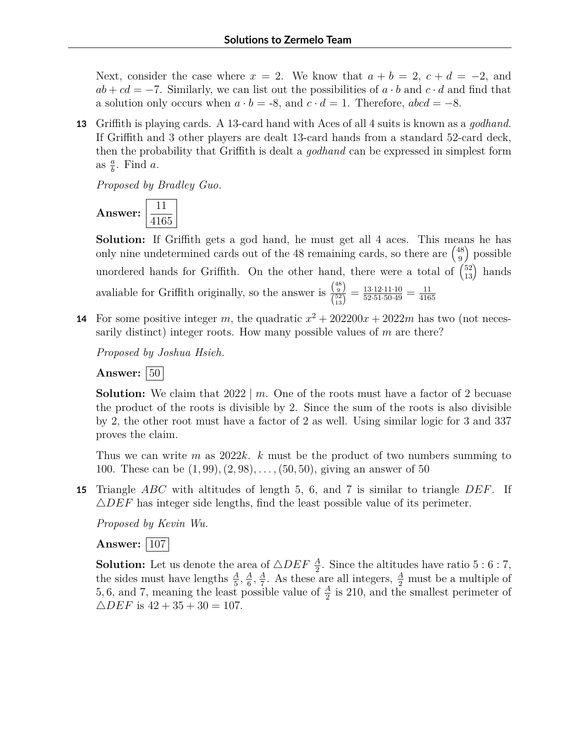Next, consider the case where $x = 2$. We know that $a + b = 2$, $c + d = -2$, and $ab + cd = -7$. Similarly, we can list out the possibilities of $a \cdot b$ and $c \cdot d$ and find that a solution only occurs when $a \cdot b$ = -8, and $c \cdot d = 1$. Therefore, $abcd = -8$.

**13** Griffith is playing cards. A 13-card hand with Aces of all 4 suits is known as a *godhand*. If Griffith and 3 other players are dealt 13-card hands from a standard 52-card deck, then the probability that Griffith is dealt a *godhand* can be expressed in simplest form as $\frac{a}{b}$. Find $a$.

*Proposed by Bradley Guo.*

**Answer:** $\boxed{\frac{11}{4165}}$

**Solution:** If Griffith gets a god hand, he must get all 4 aces. This means he has only nine undetermined cards out of the 48 remaining cards, so there are $\binom{48}{9}$ possible unordered hands for Griffith. On the other hand, there were a total of $\binom{52}{13}$ hands avaliable for Griffith originally, so the answer is $\frac{\binom{48}{9}}{\binom{52}{13}} = \frac{13 \cdot 12 \cdot 11 \cdot 10}{52 \cdot 51 \cdot 50 \cdot 49} = \frac{11}{4165}$

**14** For some positive integer $m$, the quadratic $x^2 + 202200x + 2022m$ has two (not necessarily distinct) integer roots. How many possible values of $m$ are there?

*Proposed by Joshua Hsieh.*

**Answer:** $\boxed{50}$

**Solution:** We claim that $2022 \mid m$. One of the roots must have a factor of 2 becuase the product of the roots is divisible by 2. Since the sum of the roots is also divisible by 2, the other root must have a factor of 2 as well. Using similar logic for 3 and 337 proves the claim.

Thus we can write $m$ as $2022k$. $k$ must be the product of two numbers summing to 100. These can be $(1, 99), (2, 98), \ldots, (50, 50)$, giving an answer of 50

**15** Triangle $ABC$ with altitudes of length 5, 6, and 7 is similar to triangle $DEF$. If $\triangle DEF$ has integer side lengths, find the least possible value of its perimeter.

*Proposed by Kevin Wu.*

**Answer:** $\boxed{107}$

**Solution:** Let us denote the area of $\triangle DEF$ $\frac{A}{2}$. Since the altitudes have ratio $5 : 6 : 7$, the sides must have lengths $\frac{A}{5}, \frac{A}{6}, \frac{A}{7}$. As these are all integers, $\frac{A}{2}$ must be a multiple of $5, 6$, and $7$, meaning the least possible value of $\frac{A}{2}$ is 210, and the smallest perimeter of $\triangle DEF$ is $42 + 35 + 30 = 107$.